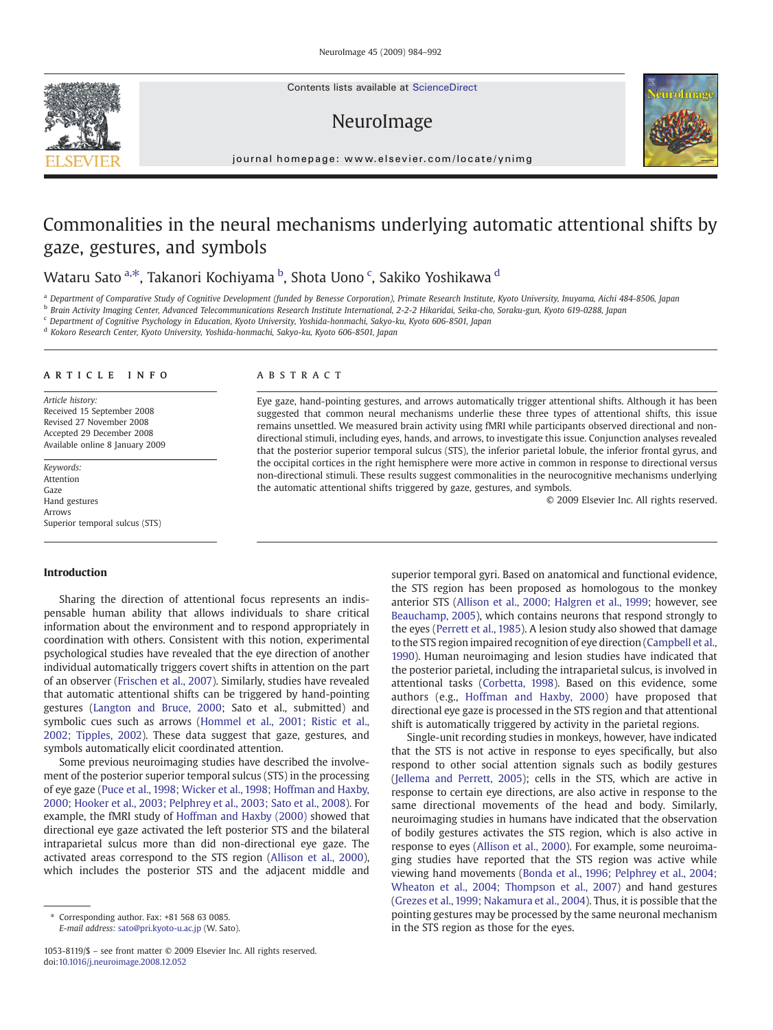# Commonalities in the neural mechanisms underlying automatic attentional shifts by gaze, gestures, and symbols

Wataru Sato [a,*], Takanori Kochiyama [b], Shota Uono [c], Sakiko Yoshikawa [d]

[a] Department of Comparative Study of Cognitive Development (funded by Benesse Corporation), Primate Research Institute, Kyoto University, Inuyama, Aichi 484-8506, Japan
[b] Brain Activity Imaging Center, Advanced Telecommunications Research Institute International, 2-2-2 Hikaridai, Seika-cho, Soraku-gun, Kyoto 619-0288, Japan
[c] Department of Cognitive Psychology in Education, Kyoto University, Yoshida-honmachi, Sakyo-ku, Kyoto 606-8501, Japan
[d] Kokoro Research Center, Kyoto University, Yoshida-honmachi, Sakyo-ku, Kyoto 606-8501, Japan

## ARTICLE INFO

*Article history:*
Received 15 September 2008
Revised 27 November 2008
Accepted 29 December 2008
Available online 8 January 2009

*Keywords:*
Attention
Gaze
Hand gestures
Arrows
Superior temporal sulcus (STS)

## ABSTRACT

Eye gaze, hand-pointing gestures, and arrows automatically trigger attentional shifts. Although it has been suggested that common neural mechanisms underlie these three types of attentional shifts, this issue remains unsettled. We measured brain activity using fMRI while participants observed directional and non-directional stimuli, including eyes, hands, and arrows, to investigate this issue. Conjunction analyses revealed that the posterior superior temporal sulcus (STS), the inferior parietal lobule, the inferior frontal gyrus, and the occipital cortices in the right hemisphere were more active in common in response to directional versus non-directional stimuli. These results suggest commonalities in the neurocognitive mechanisms underlying the automatic attentional shifts triggered by gaze, gestures, and symbols.

© 2009 Elsevier Inc. All rights reserved.

## Introduction

Sharing the direction of attentional focus represents an indispensable human ability that allows individuals to share critical information about the environment and to respond appropriately in coordination with others. Consistent with this notion, experimental psychological studies have revealed that the eye direction of another individual automatically triggers covert shifts in attention on the part of an observer (Frischen et al., 2007). Similarly, studies have revealed that automatic attentional shifts can be triggered by hand-pointing gestures (Langton and Bruce, 2000; Sato et al., submitted) and symbolic cues such as arrows (Hommel et al., 2001; Ristic et al., 2002; Tipples, 2002). These data suggest that gaze, gestures, and symbols automatically elicit coordinated attention.

Some previous neuroimaging studies have described the involvement of the posterior superior temporal sulcus (STS) in the processing of eye gaze (Puce et al., 1998; Wicker et al., 1998; Hoffman and Haxby, 2000; Hooker et al., 2003; Pelphrey et al., 2003; Sato et al., 2008). For example, the fMRI study of Hoffman and Haxby (2000) showed that directional eye gaze activated the left posterior STS and the bilateral intraparietal sulcus more than did non-directional eye gaze. The activated areas correspond to the STS region (Allison et al., 2000), which includes the posterior STS and the adjacent middle and superior temporal gyri. Based on anatomical and functional evidence, the STS region has been proposed as homologous to the monkey anterior STS (Allison et al., 2000; Halgren et al., 1999; however, see Beauchamp, 2005), which contains neurons that respond strongly to the eyes (Perrett et al., 1985). A lesion study also showed that damage to the STS region impaired recognition of eye direction (Campbell et al., 1990). Human neuroimaging and lesion studies have indicated that the posterior parietal, including the intraparietal sulcus, is involved in attentional tasks (Corbetta, 1998). Based on this evidence, some authors (e.g., Hoffman and Haxby, 2000) have proposed that directional eye gaze is processed in the STS region and that attentional shift is automatically triggered by activity in the parietal regions.

Single-unit recording studies in monkeys, however, have indicated that the STS is not active in response to eyes specifically, but also respond to other social attention signals such as bodily gestures (Jellema and Perrett, 2005); cells in the STS, which are active in response to certain eye directions, are also active in response to the same directional movements of the head and body. Similarly, neuroimaging studies in humans have indicated that the observation of bodily gestures activates the STS region, which is also active in response to eyes (Allison et al., 2000). For example, some neuroimaging studies have reported that the STS region was active while viewing hand movements (Bonda et al., 1996; Pelphrey et al., 2004; Wheaton et al., 2004; Thompson et al., 2007) and hand gestures (Grezes et al., 1999; Nakamura et al., 2004). Thus, it is possible that the pointing gestures may be processed by the same neuronal mechanism in the STS region as those for the eyes.

\* Corresponding author. Fax: +81 568 63 0085.
*E-mail address:* sato@pri.kyoto-u.ac.jp (W. Sato).

1053-8119/$ – see front matter © 2009 Elsevier Inc. All rights reserved.
doi:10.1016/j.neuroimage.2008.12.052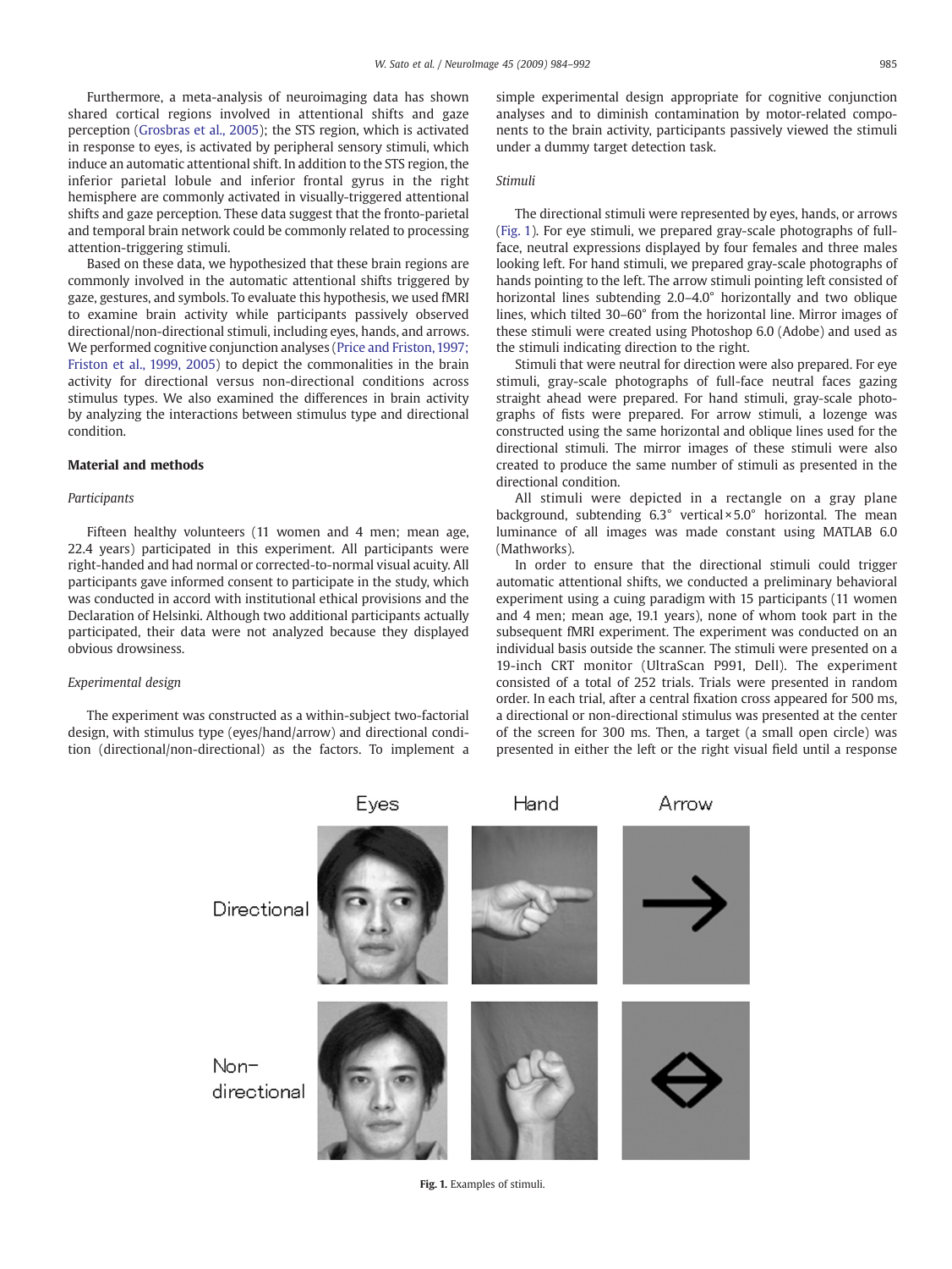Furthermore, a meta-analysis of neuroimaging data has shown shared cortical regions involved in attentional shifts and gaze perception (Grosbras et al., 2005); the STS region, which is activated in response to eyes, is activated by peripheral sensory stimuli, which induce an automatic attentional shift. In addition to the STS region, the inferior parietal lobule and inferior frontal gyrus in the right hemisphere are commonly activated in visually-triggered attentional shifts and gaze perception. These data suggest that the fronto-parietal and temporal brain network could be commonly related to processing attention-triggering stimuli.

Based on these data, we hypothesized that these brain regions are commonly involved in the automatic attentional shifts triggered by gaze, gestures, and symbols. To evaluate this hypothesis, we used fMRI to examine brain activity while participants passively observed directional/non-directional stimuli, including eyes, hands, and arrows. We performed cognitive conjunction analyses (Price and Friston, 1997; Friston et al., 1999, 2005) to depict the commonalities in the brain activity for directional versus non-directional conditions across stimulus types. We also examined the differences in brain activity by analyzing the interactions between stimulus type and directional condition.

## Material and methods

### Participants

Fifteen healthy volunteers (11 women and 4 men; mean age, 22.4 years) participated in this experiment. All participants were right-handed and had normal or corrected-to-normal visual acuity. All participants gave informed consent to participate in the study, which was conducted in accord with institutional ethical provisions and the Declaration of Helsinki. Although two additional participants actually participated, their data were not analyzed because they displayed obvious drowsiness.

### Experimental design

The experiment was constructed as a within-subject two-factorial design, with stimulus type (eyes/hand/arrow) and directional condition (directional/non-directional) as the factors. To implement a simple experimental design appropriate for cognitive conjunction analyses and to diminish contamination by motor-related components to the brain activity, participants passively viewed the stimuli under a dummy target detection task.

### Stimuli

The directional stimuli were represented by eyes, hands, or arrows (Fig. 1). For eye stimuli, we prepared gray-scale photographs of full-face, neutral expressions displayed by four females and three males looking left. For hand stimuli, we prepared gray-scale photographs of hands pointing to the left. The arrow stimuli pointing left consisted of horizontal lines subtending 2.0–4.0° horizontally and two oblique lines, which tilted 30–60° from the horizontal line. Mirror images of these stimuli were created using Photoshop 6.0 (Adobe) and used as the stimuli indicating direction to the right.

Stimuli that were neutral for direction were also prepared. For eye stimuli, gray-scale photographs of full-face neutral faces gazing straight ahead were prepared. For hand stimuli, gray-scale photographs of fists were prepared. For arrow stimuli, a lozenge was constructed using the same horizontal and oblique lines used for the directional stimuli. The mirror images of these stimuli were also created to produce the same number of stimuli as presented in the directional condition.

All stimuli were depicted in a rectangle on a gray plane background, subtending 6.3° vertical × 5.0° horizontal. The mean luminance of all images was made constant using MATLAB 6.0 (Mathworks).

In order to ensure that the directional stimuli could trigger automatic attentional shifts, we conducted a preliminary behavioral experiment using a cuing paradigm with 15 participants (11 women and 4 men; mean age, 19.1 years), none of whom took part in the subsequent fMRI experiment. The experiment was conducted on an individual basis outside the scanner. The stimuli were presented on a 19-inch CRT monitor (UltraScan P991, Dell). The experiment consisted of a total of 252 trials. Trials were presented in random order. In each trial, after a central fixation cross appeared for 500 ms, a directional or non-directional stimulus was presented at the center of the screen for 300 ms. Then, a target (a small open circle) was presented in either the left or the right visual field until a response

**Fig. 1.** Examples of stimuli.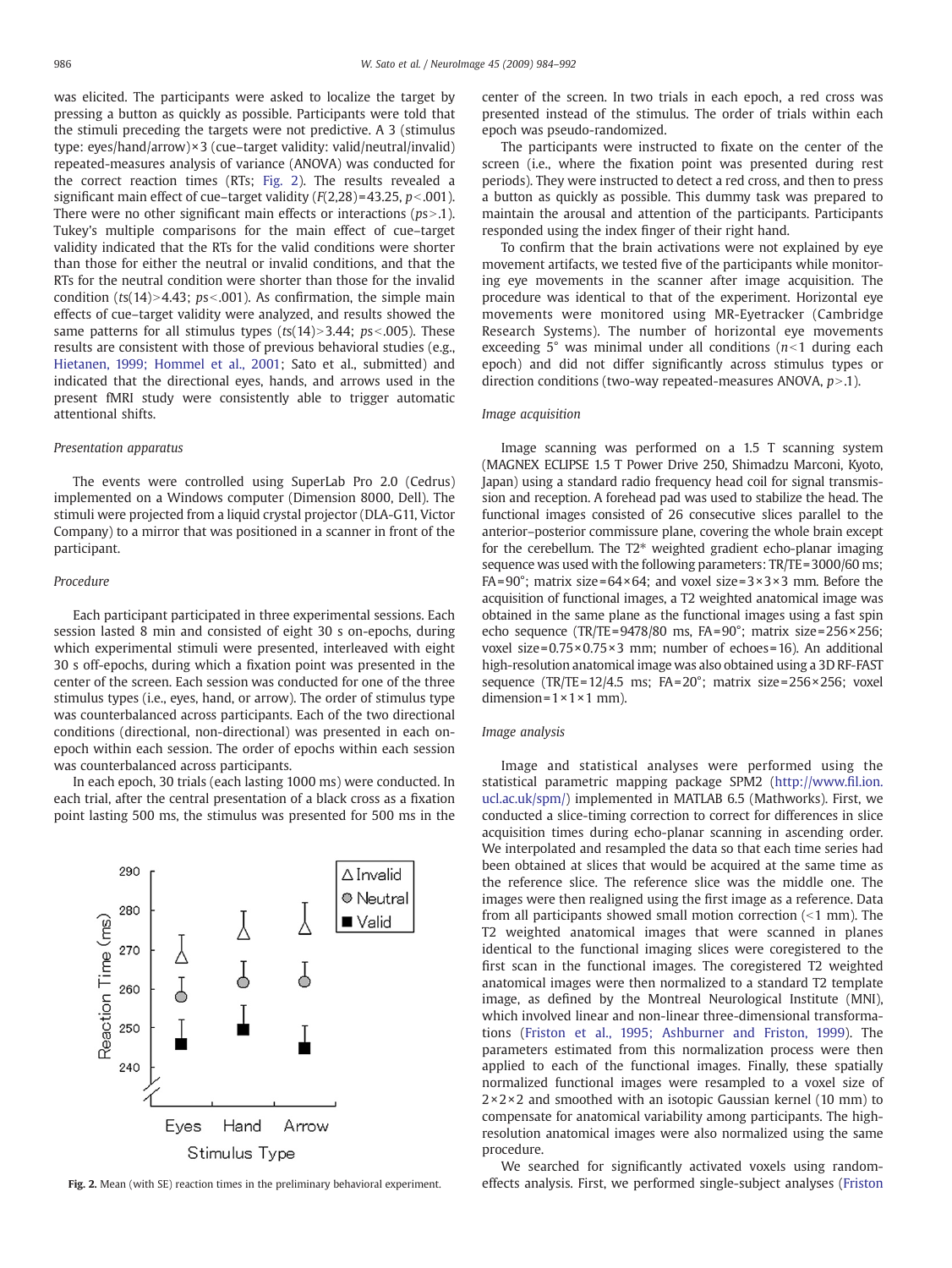was elicited. The participants were asked to localize the target by pressing a button as quickly as possible. Participants were told that the stimuli preceding the targets were not predictive. A 3 (stimulus type: eyes/hand/arrow)×3 (cue–target validity: valid/neutral/invalid) repeated-measures analysis of variance (ANOVA) was conducted for the correct reaction times (RTs; Fig. 2). The results revealed a significant main effect of cue–target validity ($F(2,28)=43.25$, $p<.001$). There were no other significant main effects or interactions ($ps>.1$). Tukey's multiple comparisons for the main effect of cue–target validity indicated that the RTs for the valid conditions were shorter than those for either the neutral or invalid conditions, and that the RTs for the neutral condition were shorter than those for the invalid condition ($ts(14)>4.43$; $ps<.001$). As confirmation, the simple main effects of cue–target validity were analyzed, and results showed the same patterns for all stimulus types ($ts(14)>3.44$; $ps<.005$). These results are consistent with those of previous behavioral studies (e.g., Hietanen, 1999; Hommel et al., 2001; Sato et al., submitted) and indicated that the directional eyes, hands, and arrows used in the present fMRI study were consistently able to trigger automatic attentional shifts.

*Presentation apparatus*

The events were controlled using SuperLab Pro 2.0 (Cedrus) implemented on a Windows computer (Dimension 8000, Dell). The stimuli were projected from a liquid crystal projector (DLA-G11, Victor Company) to a mirror that was positioned in a scanner in front of the participant.

*Procedure*

Each participant participated in three experimental sessions. Each session lasted 8 min and consisted of eight 30 s on-epochs, during which experimental stimuli were presented, interleaved with eight 30 s off-epochs, during which a fixation point was presented in the center of the screen. Each session was conducted for one of the three stimulus types (i.e., eyes, hand, or arrow). The order of stimulus type was counterbalanced across participants. Each of the two directional conditions (directional, non-directional) was presented in each on-epoch within each session. The order of epochs within each session was counterbalanced across participants.

In each epoch, 30 trials (each lasting 1000 ms) were conducted. In each trial, after the central presentation of a black cross as a fixation point lasting 500 ms, the stimulus was presented for 500 ms in the center of the screen. In two trials in each epoch, a red cross was presented instead of the stimulus. The order of trials within each epoch was pseudo-randomized.

**Fig. 2.** Mean (with SE) reaction times in the preliminary behavioral experiment.

The participants were instructed to fixate on the center of the screen (i.e., where the fixation point was presented during rest periods). They were instructed to detect a red cross, and then to press a button as quickly as possible. This dummy task was prepared to maintain the arousal and attention of the participants. Participants responded using the index finger of their right hand.

To confirm that the brain activations were not explained by eye movement artifacts, we tested five of the participants while monitoring eye movements in the scanner after image acquisition. The procedure was identical to that of the experiment. Horizontal eye movements were monitored using MR-Eyetracker (Cambridge Research Systems). The number of horizontal eye movements exceeding 5° was minimal under all conditions ($n<1$ during each epoch) and did not differ significantly across stimulus types or direction conditions (two-way repeated-measures ANOVA, $p>.1$).

*Image acquisition*

Image scanning was performed on a 1.5 T scanning system (MAGNEX ECLIPSE 1.5 T Power Drive 250, Shimadzu Marconi, Kyoto, Japan) using a standard radio frequency head coil for signal transmission and reception. A forehead pad was used to stabilize the head. The functional images consisted of 26 consecutive slices parallel to the anterior–posterior commissure plane, covering the whole brain except for the cerebellum. The T2* weighted gradient echo-planar imaging sequence was used with the following parameters: TR/TE=3000/60 ms; FA=90°; matrix size=64×64; and voxel size=3×3×3 mm. Before the acquisition of functional images, a T2 weighted anatomical image was obtained in the same plane as the functional images using a fast spin echo sequence (TR/TE=9478/80 ms, FA=90°; matrix size=256×256; voxel size=0.75×0.75×3 mm; number of echoes=16). An additional high-resolution anatomical image was also obtained using a 3D RF-FAST sequence (TR/TE=12/4.5 ms; FA=20°; matrix size=256×256; voxel dimension=1×1×1 mm).

*Image analysis*

Image and statistical analyses were performed using the statistical parametric mapping package SPM2 (http://www.fil.ion.ucl.ac.uk/spm/) implemented in MATLAB 6.5 (Mathworks). First, we conducted a slice-timing correction to correct for differences in slice acquisition times during echo-planar scanning in ascending order. We interpolated and resampled the data so that each time series had been obtained at slices that would be acquired at the same time as the reference slice. The reference slice was the middle one. The images were then realigned using the first image as a reference. Data from all participants showed small motion correction (<1 mm). The T2 weighted anatomical images that were scanned in planes identical to the functional imaging slices were coregistered to the first scan in the functional images. The coregistered T2 weighted anatomical images were then normalized to a standard T2 template image, as defined by the Montreal Neurological Institute (MNI), which involved linear and non-linear three-dimensional transformations (Friston et al., 1995; Ashburner and Friston, 1999). The parameters estimated from this normalization process were then applied to each of the functional images. Finally, these spatially normalized functional images were resampled to a voxel size of 2×2×2 and smoothed with an isotopic Gaussian kernel (10 mm) to compensate for anatomical variability among participants. The high-resolution anatomical images were also normalized using the same procedure.

We searched for significantly activated voxels using random-effects analysis. First, we performed single-subject analyses (Friston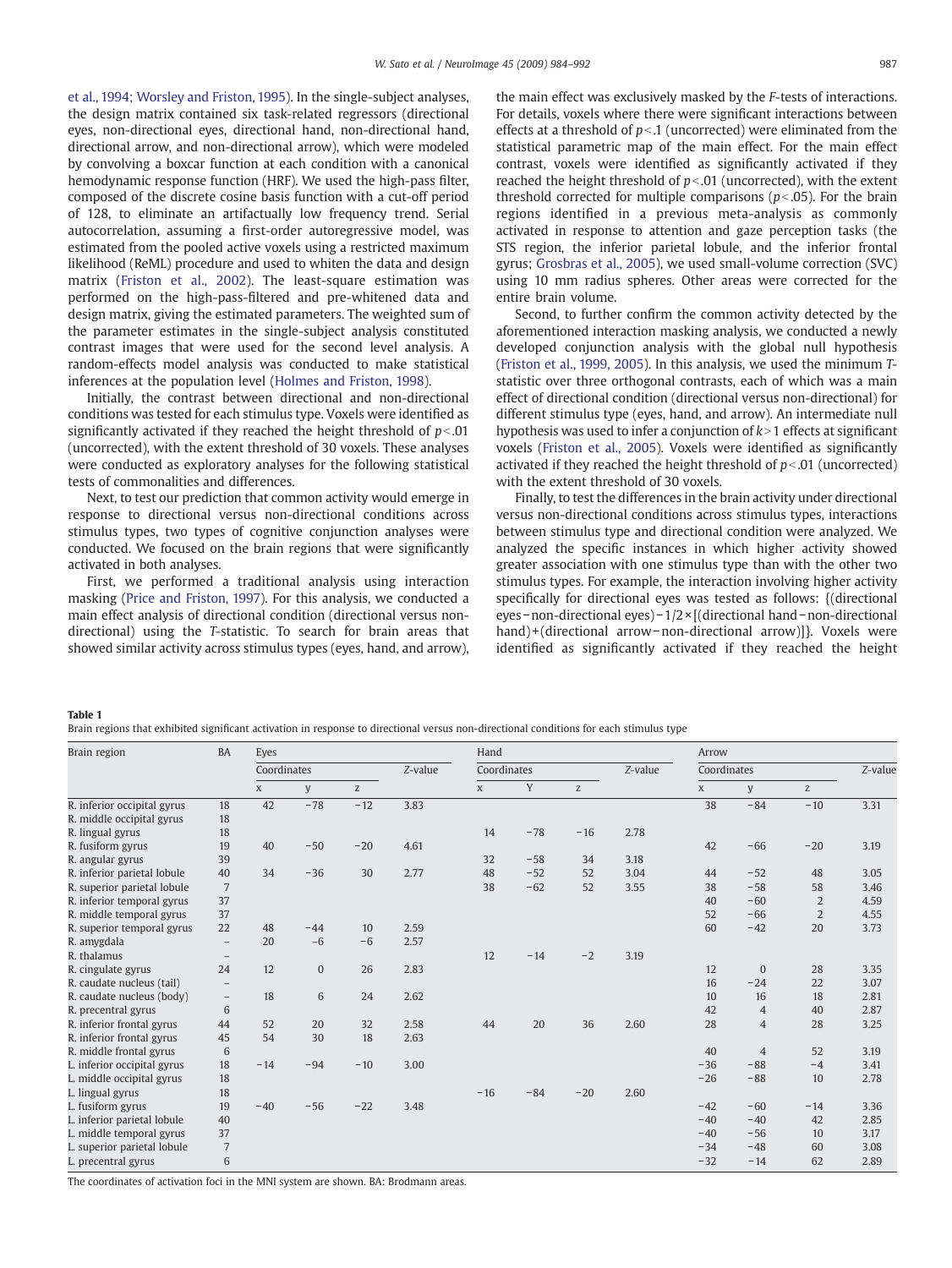et al., 1994; Worsley and Friston, 1995). In the single-subject analyses, the design matrix contained six task-related regressors (directional eyes, non-directional eyes, directional hand, non-directional hand, directional arrow, and non-directional arrow), which were modeled by convolving a boxcar function at each condition with a canonical hemodynamic response function (HRF). We used the high-pass filter, composed of the discrete cosine basis function with a cut-off period of 128, to eliminate an artifactually low frequency trend. Serial autocorrelation, assuming a first-order autoregressive model, was estimated from the pooled active voxels using a restricted maximum likelihood (ReML) procedure and used to whiten the data and design matrix (Friston et al., 2002). The least-square estimation was performed on the high-pass-filtered and pre-whitened data and design matrix, giving the estimated parameters. The weighted sum of the parameter estimates in the single-subject analysis constituted contrast images that were used for the second level analysis. A random-effects model analysis was conducted to make statistical inferences at the population level (Holmes and Friston, 1998).

Initially, the contrast between directional and non-directional conditions was tested for each stimulus type. Voxels were identified as significantly activated if they reached the height threshold of $p<.01$ (uncorrected), with the extent threshold of 30 voxels. These analyses were conducted as exploratory analyses for the following statistical tests of commonalities and differences.

Next, to test our prediction that common activity would emerge in response to directional versus non-directional conditions across stimulus types, two types of cognitive conjunction analyses were conducted. We focused on the brain regions that were significantly activated in both analyses.

First, we performed a traditional analysis using interaction masking (Price and Friston, 1997). For this analysis, we conducted a main effect analysis of directional condition (directional versus non-directional) using the $T$-statistic. To search for brain areas that showed similar activity across stimulus types (eyes, hand, and arrow), the main effect was exclusively masked by the $F$-tests of interactions. For details, voxels where there were significant interactions between effects at a threshold of $p<.1$ (uncorrected) were eliminated from the statistical parametric map of the main effect. For the main effect contrast, voxels were identified as significantly activated if they reached the height threshold of $p<.01$ (uncorrected), with the extent threshold corrected for multiple comparisons ($p<.05$). For the brain regions identified in a previous meta-analysis as commonly activated in response to attention and gaze perception tasks (the STS region, the inferior parietal lobule, and the inferior frontal gyrus; Grosbras et al., 2005), we used small-volume correction (SVC) using 10 mm radius spheres. Other areas were corrected for the entire brain volume.

Second, to further confirm the common activity detected by the aforementioned interaction masking analysis, we conducted a newly developed conjunction analysis with the global null hypothesis (Friston et al., 1999, 2005). In this analysis, we used the minimum $T$-statistic over three orthogonal contrasts, each of which was a main effect of directional condition (directional versus non-directional) for different stimulus type (eyes, hand, and arrow). An intermediate null hypothesis was used to infer a conjunction of $k>1$ effects at significant voxels (Friston et al., 2005). Voxels were identified as significantly activated if they reached the height threshold of $p<.01$ (uncorrected) with the extent threshold of 30 voxels.

Finally, to test the differences in the brain activity under directional versus non-directional conditions across stimulus types, interactions between stimulus type and directional condition were analyzed. We analyzed the specific instances in which higher activity showed greater association with one stimulus type than with the other two stimulus types. For example, the interaction involving higher activity specifically for directional eyes was tested as follows: {(directional eyes − non-directional eyes) − 1/2 × [(directional hand − non-directional hand) + (directional arrow − non-directional arrow)]}. Voxels were identified as significantly activated if they reached the height

**Table 1**
Brain regions that exhibited significant activation in response to directional versus non-directional conditions for each stimulus type

| Brain region | BA | Eyes | | | | Hand | | | | Arrow | | | |
|---|---|---|---|---|---|---|---|---|---|---|---|---|---|
| | | Coordinates | | | Z-value | Coordinates | | | Z-value | Coordinates | | | Z-value |
| | | x | y | z | | x | Y | z | | x | y | z | |
| R. inferior occipital gyrus | 18 | 42 | −78 | −12 | 3.83 | | | | | 38 | −84 | −10 | 3.31 |
| R. middle occipital gyrus | 18 | | | | | | | | | | | | |
| R. lingual gyrus | 18 | | | | | 14 | −78 | −16 | 2.78 | | | | |
| R. fusiform gyrus | 19 | 40 | −50 | −20 | 4.61 | | | | | 42 | −66 | −20 | 3.19 |
| R. angular gyrus | 39 | | | | | 32 | −58 | 34 | 3.18 | | | | |
| R. inferior parietal lobule | 40 | 34 | −36 | 30 | 2.77 | 48 | −52 | 52 | 3.04 | 44 | −52 | 48 | 3.05 |
| R. superior parietal lobule | 7 | | | | | 38 | −62 | 52 | 3.55 | 38 | −58 | 58 | 3.46 |
| R. inferior temporal gyrus | 37 | | | | | | | | | 40 | −60 | 2 | 4.59 |
| R. middle temporal gyrus | 37 | | | | | | | | | 52 | −66 | 2 | 4.55 |
| R. superior temporal gyrus | 22 | 48 | −44 | 10 | 2.59 | | | | | 60 | −42 | 20 | 3.73 |
| R. amygdala | – | 20 | −6 | −6 | 2.57 | | | | | | | | |
| R. thalamus | – | | | | | 12 | −14 | −2 | 3.19 | | | | |
| R. cingulate gyrus | 24 | 12 | 0 | 26 | 2.83 | | | | | 12 | 0 | 28 | 3.35 |
| R. caudate nucleus (tail) | – | | | | | | | | | 16 | −24 | 22 | 3.07 |
| R. caudate nucleus (body) | – | 18 | 6 | 24 | 2.62 | | | | | 10 | 16 | 18 | 2.81 |
| R. precentral gyrus | 6 | | | | | | | | | 42 | 4 | 40 | 2.87 |
| R. inferior frontal gyrus | 44 | 52 | 20 | 32 | 2.58 | 44 | 20 | 36 | 2.60 | 28 | 4 | 28 | 3.25 |
| R. inferior frontal gyrus | 45 | 54 | 30 | 18 | 2.63 | | | | | | | | |
| R. middle frontal gyrus | 6 | | | | | | | | | 40 | 4 | 52 | 3.19 |
| L. inferior occipital gyrus | 18 | −14 | −94 | −10 | 3.00 | | | | | −36 | −88 | −4 | 3.41 |
| L. middle occipital gyrus | 18 | | | | | | | | | −26 | −88 | 10 | 2.78 |
| L. lingual gyrus | 18 | | | | | −16 | −84 | −20 | 2.60 | | | | |
| L. fusiform gyrus | 19 | −40 | −56 | −22 | 3.48 | | | | | −42 | −60 | −14 | 3.36 |
| L. inferior parietal lobule | 40 | | | | | | | | | −40 | −40 | 42 | 2.85 |
| L. middle temporal gyrus | 37 | | | | | | | | | −40 | −56 | 10 | 3.17 |
| L. superior parietal lobule | 7 | | | | | | | | | −34 | −48 | 60 | 3.08 |
| L. precentral gyrus | 6 | | | | | | | | | −32 | −14 | 62 | 2.89 |

The coordinates of activation foci in the MNI system are shown. BA: Brodmann areas.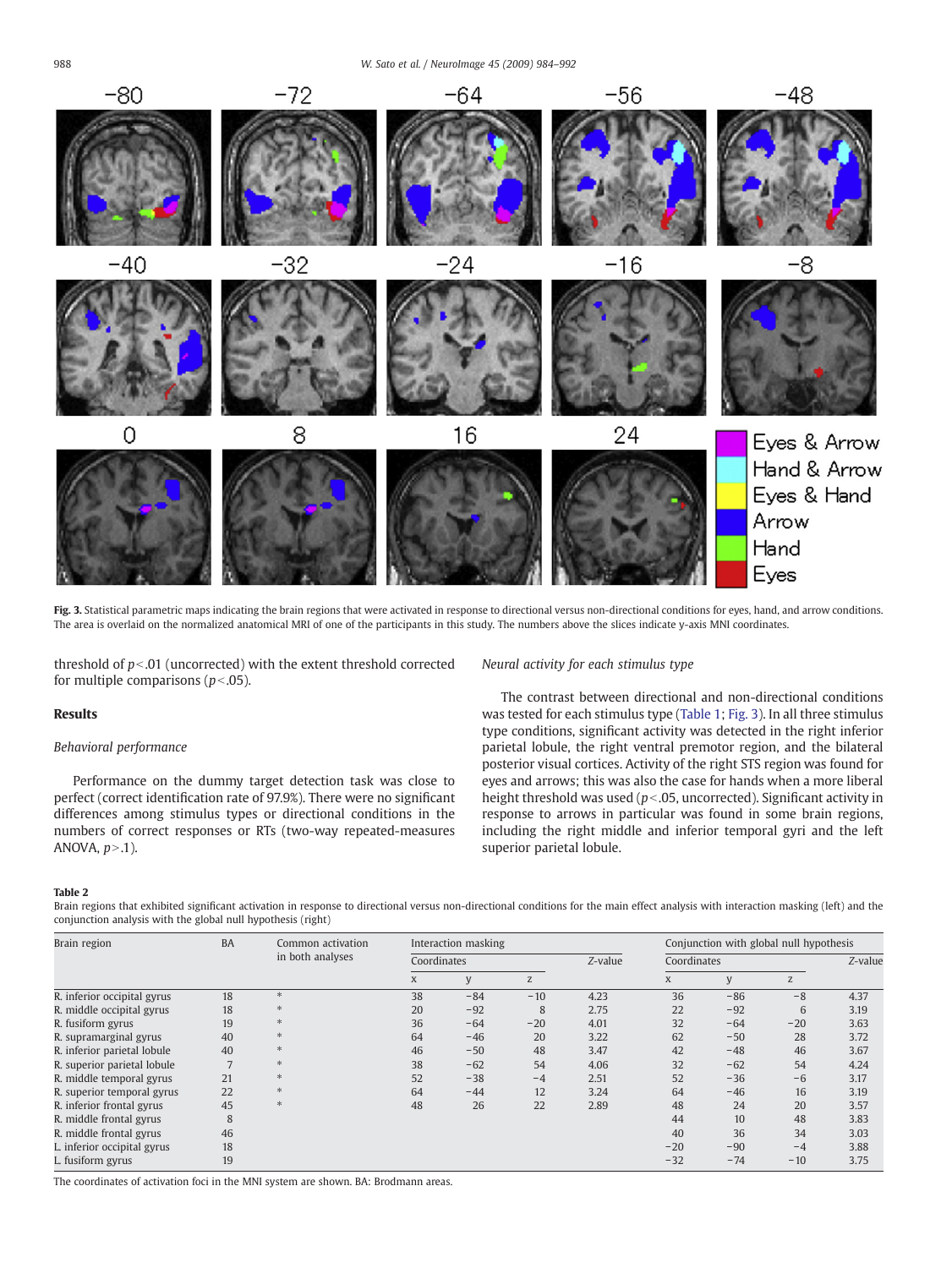Fig. 3. Statistical parametric maps indicating the brain regions that were activated in response to directional versus non-directional conditions for eyes, hand, and arrow conditions. The area is overlaid on the normalized anatomical MRI of one of the participants in this study. The numbers above the slices indicate y-axis MNI coordinates.

threshold of $p<.01$ (uncorrected) with the extent threshold corrected for multiple comparisons ($p<.05$).

## Results

### Behavioral performance

Performance on the dummy target detection task was close to perfect (correct identification rate of 97.9%). There were no significant differences among stimulus types or directional conditions in the numbers of correct responses or RTs (two-way repeated-measures ANOVA, $p>.1$).

### Neural activity for each stimulus type

The contrast between directional and non-directional conditions was tested for each stimulus type (Table 1; Fig. 3). In all three stimulus type conditions, significant activity was detected in the right inferior parietal lobule, the right ventral premotor region, and the bilateral posterior visual cortices. Activity of the right STS region was found for eyes and arrows; this was also the case for hands when a more liberal height threshold was used ($p<.05$, uncorrected). Significant activity in response to arrows in particular was found in some brain regions, including the right middle and inferior temporal gyri and the left superior parietal lobule.

**Table 2**
Brain regions that exhibited significant activation in response to directional versus non-directional conditions for the main effect analysis with interaction masking (left) and the conjunction analysis with the global null hypothesis (right)

| Brain region | BA | Common activation in both analyses | Interaction masking | | | | Conjunction with global null hypothesis | | | |
|---|---|---|---|---|---|---|---|---|---|---|
| | | | Coordinates | | | Z-value | Coordinates | | | Z-value |
| | | | x | y | z | | x | y | z | |
| R. inferior occipital gyrus | 18 | * | 38 | −84 | −10 | 4.23 | 36 | −86 | −8 | 4.37 |
| R. middle occipital gyrus | 18 | * | 20 | −92 | 8 | 2.75 | 22 | −92 | 6 | 3.19 |
| R. fusiform gyrus | 19 | * | 36 | −64 | −20 | 4.01 | 32 | −64 | −20 | 3.63 |
| R. supramarginal gyrus | 40 | * | 64 | −46 | 20 | 3.22 | 62 | −50 | 28 | 3.72 |
| R. inferior parietal lobule | 40 | * | 46 | −50 | 48 | 3.47 | 42 | −48 | 46 | 3.67 |
| R. superior parietal lobule | 7 | * | 38 | −62 | 54 | 4.06 | 32 | −62 | 54 | 4.24 |
| R. middle temporal gyrus | 21 | * | 52 | −38 | −4 | 2.51 | 52 | −36 | −6 | 3.17 |
| R. superior temporal gyrus | 22 | * | 64 | −44 | 12 | 3.24 | 64 | −46 | 16 | 3.19 |
| R. inferior frontal gyrus | 45 | * | 48 | 26 | 22 | 2.89 | 48 | 24 | 20 | 3.57 |
| R. middle frontal gyrus | 8 | | | | | | 44 | 10 | 48 | 3.83 |
| R. middle frontal gyrus | 46 | | | | | | 40 | 36 | 34 | 3.03 |
| L. inferior occipital gyrus | 18 | | | | | | −20 | −90 | −4 | 3.88 |
| L. fusiform gyrus | 19 | | | | | | −32 | −74 | −10 | 3.75 |

The coordinates of activation foci in the MNI system are shown. BA: Brodmann areas.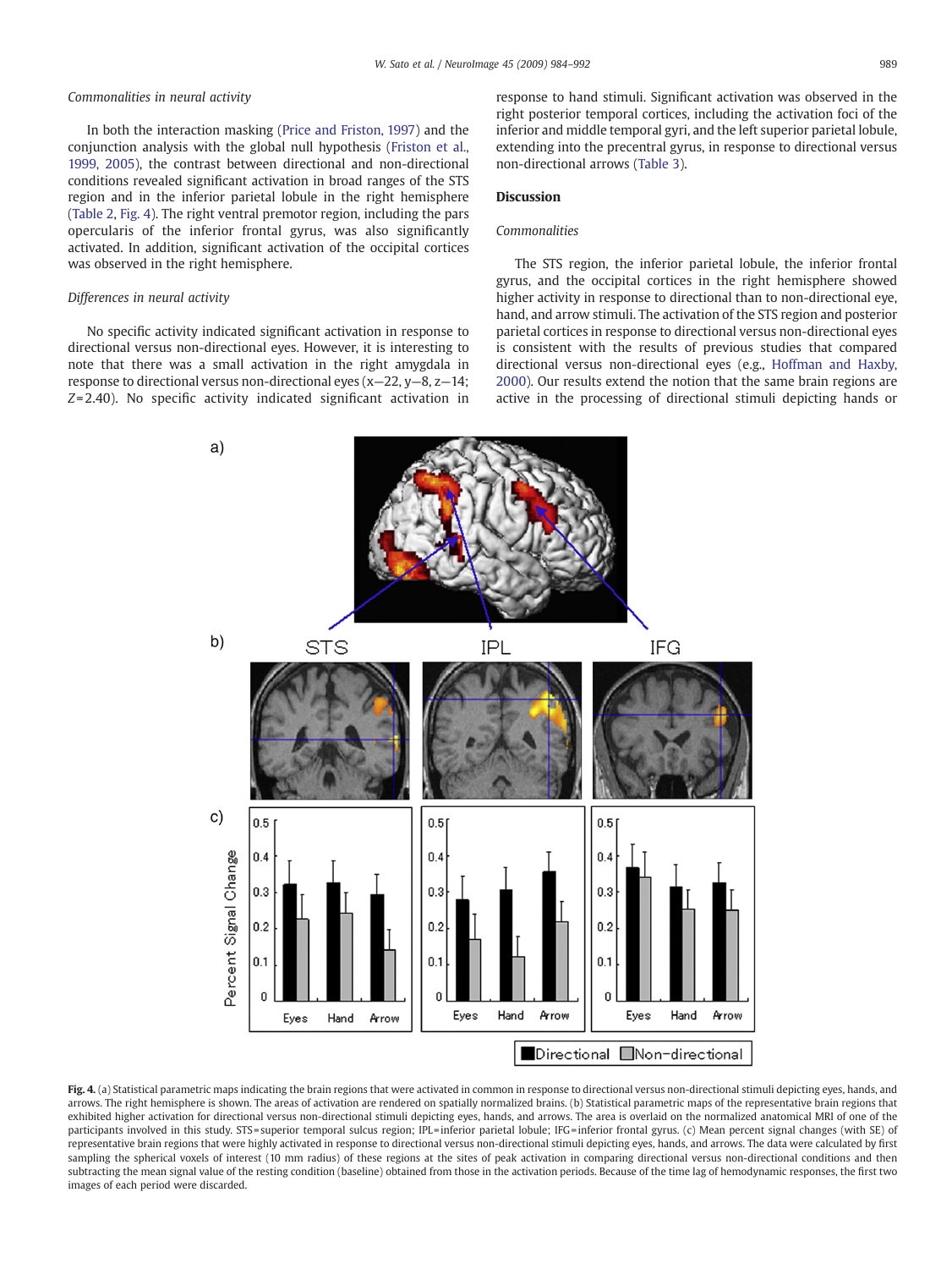*Commonalities in neural activity*

In both the interaction masking (Price and Friston, 1997) and the conjunction analysis with the global null hypothesis (Friston et al., 1999, 2005), the contrast between directional and non-directional conditions revealed significant activation in broad ranges of the STS region and in the inferior parietal lobule in the right hemisphere (Table 2, Fig. 4). The right ventral premotor region, including the pars opercularis of the inferior frontal gyrus, was also significantly activated. In addition, significant activation of the occipital cortices was observed in the right hemisphere.

*Differences in neural activity*

No specific activity indicated significant activation in response to directional versus non-directional eyes. However, it is interesting to note that there was a small activation in the right amygdala in response to directional versus non-directional eyes (x−22, y−8, z−14; $Z$=2.40). No specific activity indicated significant activation in response to hand stimuli. Significant activation was observed in the right posterior temporal cortices, including the activation foci of the inferior and middle temporal gyri, and the left superior parietal lobule, extending into the precentral gyrus, in response to directional versus non-directional arrows (Table 3).

## Discussion

*Commonalities*

The STS region, the inferior parietal lobule, the inferior frontal gyrus, and the occipital cortices in the right hemisphere showed higher activity in response to directional than to non-directional eye, hand, and arrow stimuli. The activation of the STS region and posterior parietal cortices in response to directional versus non-directional eyes is consistent with the results of previous studies that compared directional versus non-directional eyes (e.g., Hoffman and Haxby, 2000). Our results extend the notion that the same brain regions are active in the processing of directional stimuli depicting hands or

a)

b)

STS

IPL

IFG

c)

Percent Signal Change

0.5
0.4
0.3
0.2
0.1
0

Eyes Hand Arrow

Directional Non-directional

**Fig. 4.** (a) Statistical parametric maps indicating the brain regions that were activated in common in response to directional versus non-directional stimuli depicting eyes, hands, and arrows. The right hemisphere is shown. The areas of activation are rendered on spatially normalized brains. (b) Statistical parametric maps of the representative brain regions that exhibited higher activation for directional versus non-directional stimuli depicting eyes, hands, and arrows. The area is overlaid on the normalized anatomical MRI of one of the participants involved in this study. STS=superior temporal sulcus region; IPL=inferior parietal lobule; IFG=inferior frontal gyrus. (c) Mean percent signal changes (with SE) of representative brain regions that were highly activated in response to directional versus non-directional stimuli depicting eyes, hands, and arrows. The data were calculated by first sampling the spherical voxels of interest (10 mm radius) of these regions at the sites of peak activation in comparing directional versus non-directional conditions and then subtracting the mean signal value of the resting condition (baseline) obtained from those in the activation periods. Because of the time lag of hemodynamic responses, the first two images of each period were discarded.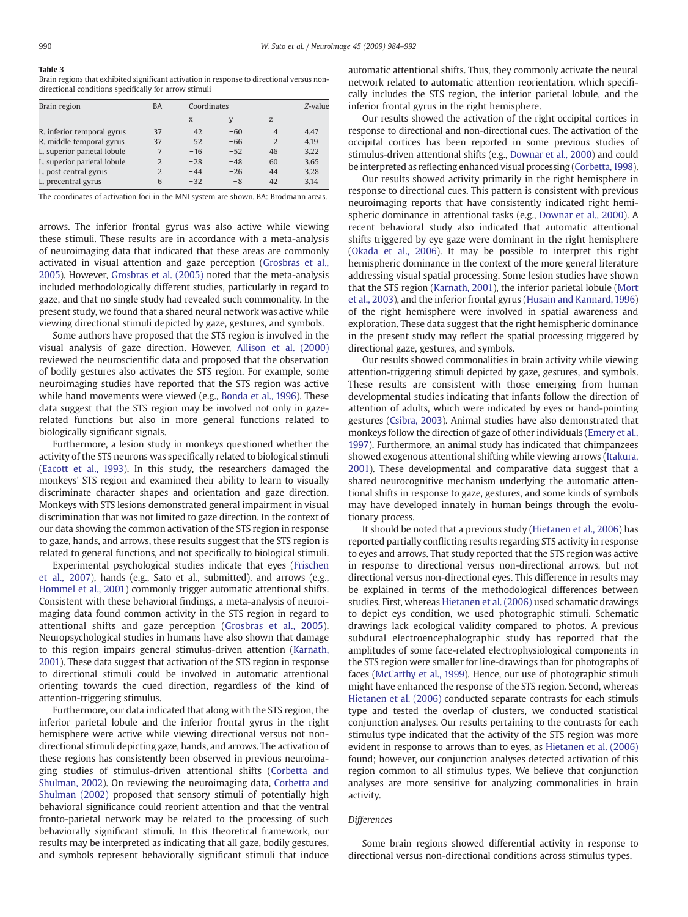**Table 3**
Brain regions that exhibited significant activation in response to directional versus non-directional conditions specifically for arrow stimuli

| Brain region | BA | Coordinates | | | Z-value |
|---|---|---|---|---|---|
| | | x | y | z | |
| R. inferior temporal gyrus | 37 | 42 | −60 | 4 | 4.47 |
| R. middle temporal gyrus | 37 | 52 | −66 | 2 | 4.19 |
| L. superior parietal lobule | 7 | −16 | −52 | 46 | 3.22 |
| L. superior parietal lobule | 2 | −28 | −48 | 60 | 3.65 |
| L. post central gyrus | 2 | −44 | −26 | 44 | 3.28 |
| L. precentral gyrus | 6 | −32 | −8 | 42 | 3.14 |

The coordinates of activation foci in the MNI system are shown. BA: Brodmann areas.

arrows. The inferior frontal gyrus was also active while viewing these stimuli. These results are in accordance with a meta-analysis of neuroimaging data that indicated that these areas are commonly activated in visual attention and gaze perception (Grosbras et al., 2005). However, Grosbras et al. (2005) noted that the meta-analysis included methodologically different studies, particularly in regard to gaze, and that no single study had revealed such commonality. In the present study, we found that a shared neural network was active while viewing directional stimuli depicted by gaze, gestures, and symbols.

Some authors have proposed that the STS region is involved in the visual analysis of gaze direction. However, Allison et al. (2000) reviewed the neuroscientific data and proposed that the observation of bodily gestures also activates the STS region. For example, some neuroimaging studies have reported that the STS region was active while hand movements were viewed (e.g., Bonda et al., 1996). These data suggest that the STS region may be involved not only in gaze-related functions but also in more general functions related to biologically significant signals.

Furthermore, a lesion study in monkeys questioned whether the activity of the STS neurons was specifically related to biological stimuli (Eacott et al., 1993). In this study, the researchers damaged the monkeys' STS region and examined their ability to learn to visually discriminate character shapes and orientation and gaze direction. Monkeys with STS lesions demonstrated general impairment in visual discrimination that was not limited to gaze direction. In the context of our data showing the common activation of the STS region in response to gaze, hands, and arrows, these results suggest that the STS region is related to general functions, and not specifically to biological stimuli.

Experimental psychological studies indicate that eyes (Frischen et al., 2007), hands (e.g., Sato et al., submitted), and arrows (e.g., Hommel et al., 2001) commonly trigger automatic attentional shifts. Consistent with these behavioral findings, a meta-analysis of neuroimaging data found common activity in the STS region in regard to attentional shifts and gaze perception (Grosbras et al., 2005). Neuropsychological studies in humans have also shown that damage to this region impairs general stimulus-driven attention (Karnath, 2001). These data suggest that activation of the STS region in response to directional stimuli could be involved in automatic attentional orienting towards the cued direction, regardless of the kind of attention-triggering stimulus.

Furthermore, our data indicated that along with the STS region, the inferior parietal lobule and the inferior frontal gyrus in the right hemisphere were active while viewing directional versus not non-directional stimuli depicting gaze, hands, and arrows. The activation of these regions has consistently been observed in previous neuroimaging studies of stimulus-driven attentional shifts (Corbetta and Shulman, 2002). On reviewing the neuroimaging data, Corbetta and Shulman (2002) proposed that sensory stimuli of potentially high behavioral significance could reorient attention and that the ventral fronto-parietal network may be related to the processing of such behaviorally significant stimuli. In this theoretical framework, our results may be interpreted as indicating that all gaze, bodily gestures, and symbols represent behaviorally significant stimuli that induce automatic attentional shifts. Thus, they commonly activate the neural network related to automatic attention reorientation, which specifically includes the STS region, the inferior parietal lobule, and the inferior frontal gyrus in the right hemisphere.

Our results showed the activation of the right occipital cortices in response to directional and non-directional cues. The activation of the occipital cortices has been reported in some previous studies of stimulus-driven attentional shifts (e.g., Downar et al., 2000) and could be interpreted as reflecting enhanced visual processing (Corbetta, 1998).

Our results showed activity primarily in the right hemisphere in response to directional cues. This pattern is consistent with previous neuroimaging reports that have consistently indicated right hemispheric dominance in attentional tasks (e.g., Downar et al., 2000). A recent behavioral study also indicated that automatic attentional shifts triggered by eye gaze were dominant in the right hemisphere (Okada et al., 2006). It may be possible to interpret this right hemispheric dominance in the context of the more general literature addressing visual spatial processing. Some lesion studies have shown that the STS region (Karnath, 2001), the inferior parietal lobule (Mort et al., 2003), and the inferior frontal gyrus (Husain and Kannard, 1996) of the right hemisphere were involved in spatial awareness and exploration. These data suggest that the right hemispheric dominance in the present study may reflect the spatial processing triggered by directional gaze, gestures, and symbols.

Our results showed commonalities in brain activity while viewing attention-triggering stimuli depicted by gaze, gestures, and symbols. These results are consistent with those emerging from human developmental studies indicating that infants follow the direction of attention of adults, which were indicated by eyes or hand-pointing gestures (Csibra, 2003). Animal studies have also demonstrated that monkeys follow the direction of gaze of other individuals (Emery et al., 1997). Furthermore, an animal study has indicated that chimpanzees showed exogenous attentional shifting while viewing arrows (Itakura, 2001). These developmental and comparative data suggest that a shared neurocognitive mechanism underlying the automatic attentional shifts in response to gaze, gestures, and some kinds of symbols may have developed innately in human beings through the evolutionary process.

It should be noted that a previous study (Hietanen et al., 2006) has reported partially conflicting results regarding STS activity in response to eyes and arrows. That study reported that the STS region was active in response to directional versus non-directional arrows, but not directional versus non-directional eyes. This difference in results may be explained in terms of the methodological differences between studies. First, whereas Hietanen et al. (2006) used schamatic drawings to depict eys condition, we used photographic stimuli. Schematic drawings lack ecological validity compared to photos. A previous subdural electroencephalographic study has reported that the amplitudes of some face-related electrophysiological components in the STS region were smaller for line-drawings than for photographs of faces (McCarthy et al., 1999). Hence, our use of photographic stimuli might have enhanced the response of the STS region. Second, whereas Hietanen et al. (2006) conducted separate contrasts for each stimulus type and tested the overlap of clusters, we conducted statistical conjunction analyses. Our results pertaining to the contrasts for each stimulus type indicated that the activity of the STS region was more evident in response to arrows than to eyes, as Hietanen et al. (2006) found; however, our conjunction analyses detected activation of this region common to all stimulus types. We believe that conjunction analyses are more sensitive for analyzing commonalities in brain activity.

### *Differences*

Some brain regions showed differential activity in response to directional versus non-directional conditions across stimulus types.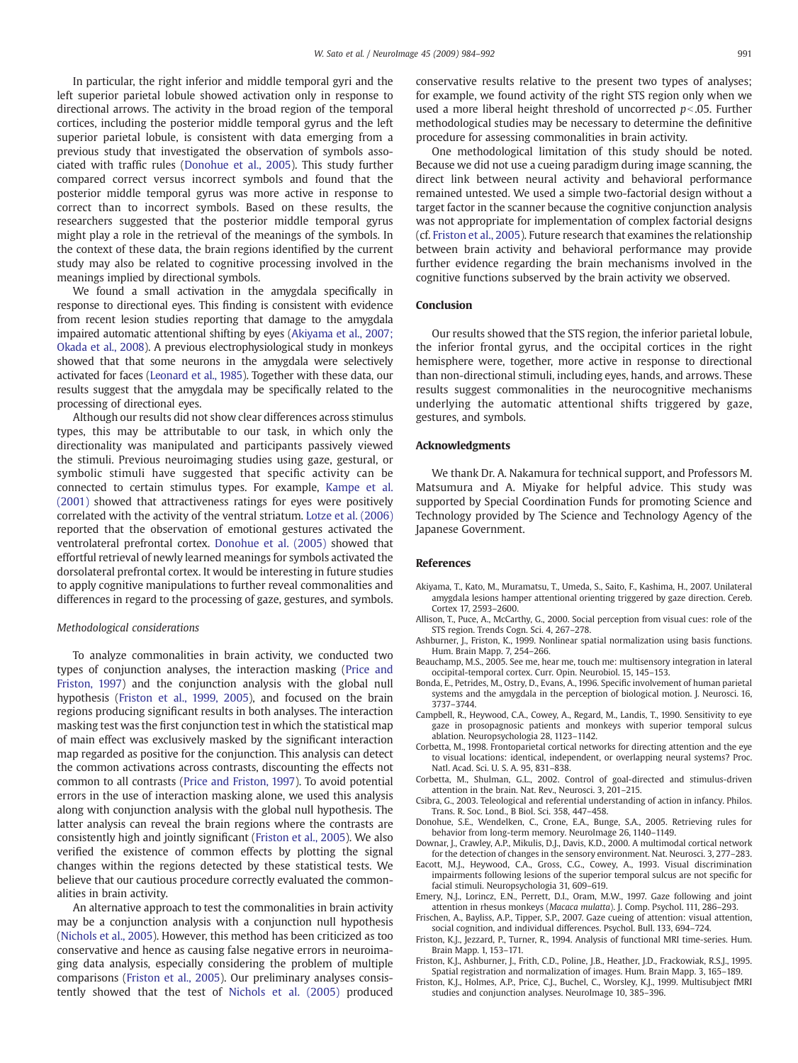In particular, the right inferior and middle temporal gyri and the left superior parietal lobule showed activation only in response to directional arrows. The activity in the broad region of the temporal cortices, including the posterior middle temporal gyrus and the left superior parietal lobule, is consistent with data emerging from a previous study that investigated the observation of symbols associated with traffic rules (Donohue et al., 2005). This study further compared correct versus incorrect symbols and found that the posterior middle temporal gyrus was more active in response to correct than to incorrect symbols. Based on these results, the researchers suggested that the posterior middle temporal gyrus might play a role in the retrieval of the meanings of the symbols. In the context of these data, the brain regions identified by the current study may also be related to cognitive processing involved in the meanings implied by directional symbols.

We found a small activation in the amygdala specifically in response to directional eyes. This finding is consistent with evidence from recent lesion studies reporting that damage to the amygdala impaired automatic attentional shifting by eyes (Akiyama et al., 2007; Okada et al., 2008). A previous electrophysiological study in monkeys showed that that some neurons in the amygdala were selectively activated for faces (Leonard et al., 1985). Together with these data, our results suggest that the amygdala may be specifically related to the processing of directional eyes.

Although our results did not show clear differences across stimulus types, this may be attributable to our task, in which only the directionality was manipulated and participants passively viewed the stimuli. Previous neuroimaging studies using gaze, gestural, or symbolic stimuli have suggested that specific activity can be connected to certain stimulus types. For example, Kampe et al. (2001) showed that attractiveness ratings for eyes were positively correlated with the activity of the ventral striatum. Lotze et al. (2006) reported that the observation of emotional gestures activated the ventrolateral prefrontal cortex. Donohue et al. (2005) showed that effortful retrieval of newly learned meanings for symbols activated the dorsolateral prefrontal cortex. It would be interesting in future studies to apply cognitive manipulations to further reveal commonalities and differences in regard to the processing of gaze, gestures, and symbols.

### *Methodological considerations*

To analyze commonalities in brain activity, we conducted two types of conjunction analyses, the interaction masking (Price and Friston, 1997) and the conjunction analysis with the global null hypothesis (Friston et al., 1999, 2005), and focused on the brain regions producing significant results in both analyses. The interaction masking test was the first conjunction test in which the statistical map of main effect was exclusively masked by the significant interaction map regarded as positive for the conjunction. This analysis can detect the common activations across contrasts, discounting the effects not common to all contrasts (Price and Friston, 1997). To avoid potential errors in the use of interaction masking alone, we used this analysis along with conjunction analysis with the global null hypothesis. The latter analysis can reveal the brain regions where the contrasts are consistently high and jointly significant (Friston et al., 2005). We also verified the existence of common effects by plotting the signal changes within the regions detected by these statistical tests. We believe that our cautious procedure correctly evaluated the commonalities in brain activity.

An alternative approach to test the commonalities in brain activity may be a conjunction analysis with a conjunction null hypothesis (Nichols et al., 2005). However, this method has been criticized as too conservative and hence as causing false negative errors in neuroimaging data analysis, especially considering the problem of multiple comparisons (Friston et al., 2005). Our preliminary analyses consistently showed that the test of Nichols et al. (2005) produced conservative results relative to the present two types of analyses; for example, we found activity of the right STS region only when we used a more liberal height threshold of uncorrected $p<.05$. Further methodological studies may be necessary to determine the definitive procedure for assessing commonalities in brain activity.

One methodological limitation of this study should be noted. Because we did not use a cueing paradigm during image scanning, the direct link between neural activity and behavioral performance remained untested. We used a simple two-factorial design without a target factor in the scanner because the cognitive conjunction analysis was not appropriate for implementation of complex factorial designs (cf. Friston et al., 2005). Future research that examines the relationship between brain activity and behavioral performance may provide further evidence regarding the brain mechanisms involved in the cognitive functions subserved by the brain activity we observed.

## Conclusion

Our results showed that the STS region, the inferior parietal lobule, the inferior frontal gyrus, and the occipital cortices in the right hemisphere were, together, more active in response to directional than non-directional stimuli, including eyes, hands, and arrows. These results suggest commonalities in the neurocognitive mechanisms underlying the automatic attentional shifts triggered by gaze, gestures, and symbols.

## Acknowledgments

We thank Dr. A. Nakamura for technical support, and Professors M. Matsumura and A. Miyake for helpful advice. This study was supported by Special Coordination Funds for promoting Science and Technology provided by The Science and Technology Agency of the Japanese Government.

## References

Akiyama, T., Kato, M., Muramatsu, T., Umeda, S., Saito, F., Kashima, H., 2007. Unilateral amygdala lesions hamper attentional orienting triggered by gaze direction. Cereb. Cortex 17, 2593–2600.

Allison, T., Puce, A., McCarthy, G., 2000. Social perception from visual cues: role of the STS region. Trends Cogn. Sci. 4, 267–278.

Ashburner, J., Friston, K., 1999. Nonlinear spatial normalization using basis functions. Hum. Brain Mapp. 7, 254–266.

Beauchamp, M.S., 2005. See me, hear me, touch me: multisensory integration in lateral occipital-temporal cortex. Curr. Opin. Neurobiol. 15, 145–153.

Bonda, E., Petrides, M., Ostry, D., Evans, A., 1996. Specific involvement of human parietal systems and the amygdala in the perception of biological motion. J. Neurosci. 16, 3737–3744.

Campbell, R., Heywood, C.A., Cowey, A., Regard, M., Landis, T., 1990. Sensitivity to eye gaze in prosopagnosic patients and monkeys with superior temporal sulcus ablation. Neuropsychologia 28, 1123–1142.

Corbetta, M., 1998. Frontoparietal cortical networks for directing attention and the eye to visual locations: identical, independent, or overlapping neural systems? Proc. Natl. Acad. Sci. U. S. A. 95, 831–838.

Corbetta, M., Shulman, G.L., 2002. Control of goal-directed and stimulus-driven attention in the brain. Nat. Rev., Neurosci. 3, 201–215.

Csibra, G., 2003. Teleological and referential understanding of action in infancy. Philos. Trans. R. Soc. Lond., B Biol. Sci. 358, 447–458.

Donohue, S.E., Wendelken, C., Crone, E.A., Bunge, S.A., 2005. Retrieving rules for behavior from long-term memory. NeuroImage 26, 1140–1149.

Downar, J., Crawley, A.P., Mikulis, D.J., Davis, K.D., 2000. A multimodal cortical network for the detection of changes in the sensory environment. Nat. Neurosci. 3, 277–283.

Eacott, M.J., Heywood, C.A., Gross, C.G., Cowey, A., 1993. Visual discrimination impairments following lesions of the superior temporal sulcus are not specific for facial stimuli. Neuropsychologia 31, 609–619.

Emery, N.J., Lorincz, E.N., Perrett, D.I., Oram, M.W., 1997. Gaze following and joint attention in rhesus monkeys (*Macaca mulatta*). J. Comp. Psychol. 111, 286–293.

Frischen, A., Bayliss, A.P., Tipper, S.P., 2007. Gaze cueing of attention: visual attention, social cognition, and individual differences. Psychol. Bull. 133, 694–724.

Friston, K.J., Jezzard, P., Turner, R., 1994. Analysis of functional MRI time-series. Hum. Brain Mapp. 1, 153–171.

Friston, K.J., Ashburner, J., Frith, C.D., Poline, J.B., Heather, J.D., Frackowiak, R.S.J., 1995. Spatial registration and normalization of images. Hum. Brain Mapp. 3, 165–189.

Friston, K.J., Holmes, A.P., Price, C.J., Buchel, C., Worsley, K.J., 1999. Multisubject fMRI studies and conjunction analyses. NeuroImage 10, 385–396.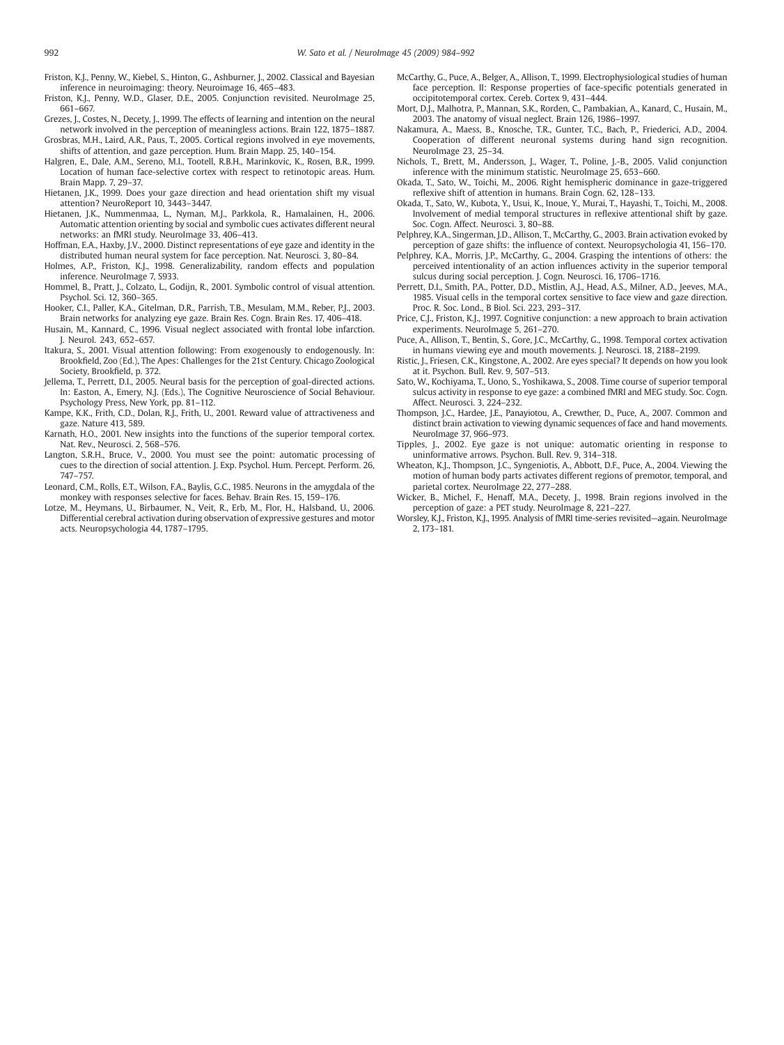Friston, K.J., Penny, W., Kiebel, S., Hinton, G., Ashburner, J., 2002. Classical and Bayesian inference in neuroimaging: theory. Neuroimage 16, 465–483.

Friston, K.J., Penny, W.D., Glaser, D.E., 2005. Conjunction revisited. NeuroImage 25, 661–667.

Grezes, J., Costes, N., Decety, J., 1999. The effects of learning and intention on the neural network involved in the perception of meaningless actions. Brain 122, 1875–1887.

Grosbras, M.H., Laird, A.R., Paus, T., 2005. Cortical regions involved in eye movements, shifts of attention, and gaze perception. Hum. Brain Mapp. 25, 140–154.

Halgren, E., Dale, A.M., Sereno, M.I., Tootell, R.B.H., Marinkovic, K., Rosen, B.R., 1999. Location of human face-selective cortex with respect to retinotopic areas. Hum. Brain Mapp. 7, 29–37.

Hietanen, J.K., 1999. Does your gaze direction and head orientation shift my visual attention? NeuroReport 10, 3443–3447.

Hietanen, J.K., Nummenmaa, L., Nyman, M.J., Parkkola, R., Hamalainen, H., 2006. Automatic attention orienting by social and symbolic cues activates different neural networks: an fMRI study. NeuroImage 33, 406–413.

Hoffman, E.A., Haxby, J.V., 2000. Distinct representations of eye gaze and identity in the distributed human neural system for face perception. Nat. Neurosci. 3, 80–84.

Holmes, A.P., Friston, K.J., 1998. Generalizability, random effects and population inference. NeuroImage 7, S933.

Hommel, B., Pratt, J., Colzato, L., Godijn, R., 2001. Symbolic control of visual attention. Psychol. Sci. 12, 360–365.

Hooker, C.I., Paller, K.A., Gitelman, D.R., Parrish, T.B., Mesulam, M.M., Reber, P.J., 2003. Brain networks for analyzing eye gaze. Brain Res. Cogn. Brain Res. 17, 406–418.

Husain, M., Kannard, C., 1996. Visual neglect associated with frontal lobe infarction. J. Neurol. 243, 652–657.

Itakura, S., 2001. Visual attention following: From exogenously to endogenously. In: Brookfield, Zoo (Ed.), The Apes: Challenges for the 21st Century. Chicago Zoological Society, Brookfield, p. 372.

Jellema, T., Perrett, D.I., 2005. Neural basis for the perception of goal-directed actions. In: Easton, A., Emery, N.J. (Eds.), The Cognitive Neuroscience of Social Behaviour. Psychology Press, New York, pp. 81–112.

Kampe, K.K., Frith, C.D., Dolan, R.J., Frith, U., 2001. Reward value of attractiveness and gaze. Nature 413, 589.

Karnath, H.O., 2001. New insights into the functions of the superior temporal cortex. Nat. Rev., Neurosci. 2, 568–576.

Langton, S.R.H., Bruce, V., 2000. You must see the point: automatic processing of cues to the direction of social attention. J. Exp. Psychol. Hum. Percept. Perform. 26, 747–757.

Leonard, C.M., Rolls, E.T., Wilson, F.A., Baylis, G.C., 1985. Neurons in the amygdala of the monkey with responses selective for faces. Behav. Brain Res. 15, 159–176.

Lotze, M., Heymans, U., Birbaumer, N., Veit, R., Erb, M., Flor, H., Halsband, U., 2006. Differential cerebral activation during observation of expressive gestures and motor acts. Neuropsychologia 44, 1787–1795.

McCarthy, G., Puce, A., Belger, A., Allison, T., 1999. Electrophysiological studies of human face perception. II: Response properties of face-specific potentials generated in occipitotemporal cortex. Cereb. Cortex 9, 431–444.

Mort, D.J., Malhotra, P., Mannan, S.K., Rorden, C., Pambakian, A., Kanard, C., Husain, M., 2003. The anatomy of visual neglect. Brain 126, 1986–1997.

Nakamura, A., Maess, B., Knosche, T.R., Gunter, T.C., Bach, P., Friederici, A.D., 2004. Cooperation of different neuronal systems during hand sign recognition. NeuroImage 23, 25–34.

Nichols, T., Brett, M., Andersson, J., Wager, T., Poline, J.-B., 2005. Valid conjunction inference with the minimum statistic. NeuroImage 25, 653–660.

Okada, T., Sato, W., Toichi, M., 2006. Right hemispheric dominance in gaze-triggered reflexive shift of attention in humans. Brain Cogn. 62, 128–133.

Okada, T., Sato, W., Kubota, Y., Usui, K., Inoue, Y., Murai, T., Hayashi, T., Toichi, M., 2008. Involvement of medial temporal structures in reflexive attentional shift by gaze. Soc. Cogn. Affect. Neurosci. 3, 80–88.

Pelphrey, K.A., Singerman, J.D., Allison, T., McCarthy, G., 2003. Brain activation evoked by perception of gaze shifts: the influence of context. Neuropsychologia 41, 156–170.

Pelphrey, K.A., Morris, J.P., McCarthy, G., 2004. Grasping the intentions of others: the perceived intentionality of an action influences activity in the superior temporal sulcus during social perception. J. Cogn. Neurosci. 16, 1706–1716.

Perrett, D.I., Smith, P.A., Potter, D.D., Mistlin, A.J., Head, A.S., Milner, A.D., Jeeves, M.A., 1985. Visual cells in the temporal cortex sensitive to face view and gaze direction. Proc. R. Soc. Lond., B Biol. Sci. 223, 293–317.

Price, C.J., Friston, K.J., 1997. Cognitive conjunction: a new approach to brain activation experiments. NeuroImage 5, 261–270.

Puce, A., Allison, T., Bentin, S., Gore, J.C., McCarthy, G., 1998. Temporal cortex activation in humans viewing eye and mouth movements. J. Neurosci. 18, 2188–2199.

Ristic, J., Friesen, C.K., Kingstone, A., 2002. Are eyes special? It depends on how you look at it. Psychon. Bull. Rev. 9, 507–513.

Sato, W., Kochiyama, T., Uono, S., Yoshikawa, S., 2008. Time course of superior temporal sulcus activity in response to eye gaze: a combined fMRI and MEG study. Soc. Cogn. Affect. Neurosci. 3, 224–232.

Thompson, J.C., Hardee, J.E., Panayiotou, A., Crewther, D., Puce, A., 2007. Common and distinct brain activation to viewing dynamic sequences of face and hand movements. NeuroImage 37, 966–973.

Tipples, J., 2002. Eye gaze is not unique: automatic orienting in response to uninformative arrows. Psychon. Bull. Rev. 9, 314–318.

Wheaton, K.J., Thompson, J.C., Syngeniotis, A., Abbott, D.F., Puce, A., 2004. Viewing the motion of human body parts activates different regions of premotor, temporal, and parietal cortex. NeuroImage 22, 277–288.

Wicker, B., Michel, F., Henaff, M.A., Decety, J., 1998. Brain regions involved in the perception of gaze: a PET study. NeuroImage 8, 221–227.

Worsley, K.J., Friston, K.J., 1995. Analysis of fMRI time-series revisited—again. NeuroImage 2, 173–181.